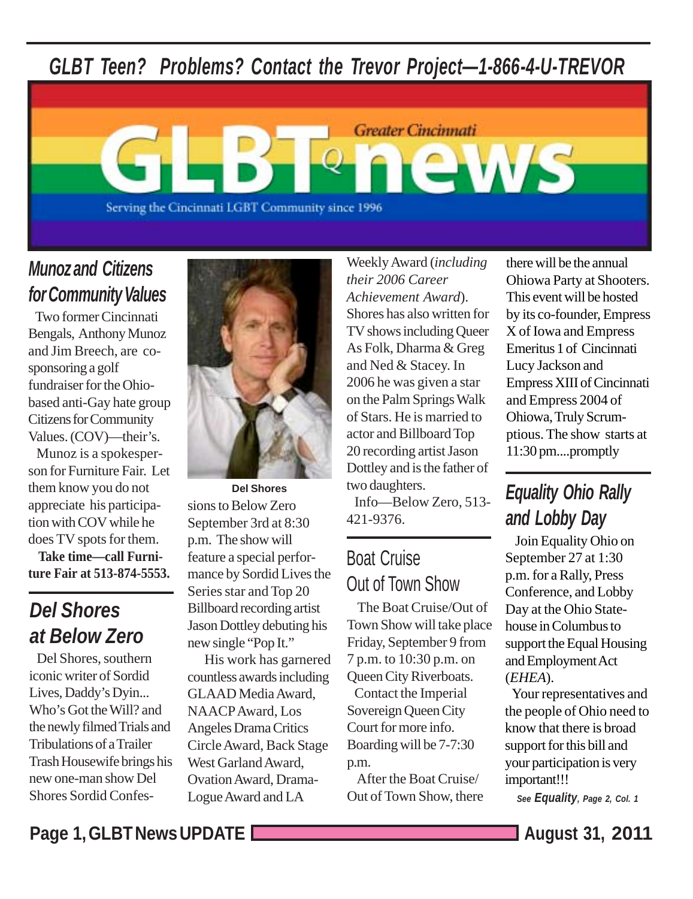*GLBT Teen? Problems? Contact the Trevor Project—1-866-4-U-TREVOR*

# Greater Cincinnati GLBTQ news

Serving the Cincinnati LGBT Community since 1996

## Munoz and Citizens for Community Values

Two former Cincinnati Bengals, Anthony Munoz and Jim Breech, are co-sponsoring a golf fundraiser for the Ohio-based anti-Gay hate group Citizens for Community Values. (COV)—their's.

Munoz is a spokesperson for Furniture Fair. Let them know you do not appreciate his participation with COV while he does TV spots for them.

**Take time—call Furniture Fair at 513-874-5553.**

## Del Shores at Below Zero

Del Shores, southern iconic writer of Sordid Lives, Daddy's Dyin... Who's Got the Will? and the newly filmed Trials and Tribulations of a Trailer Trash Housewife brings his new one-man show Del Shores Sordid Confessions to Below Zero September 3rd at 8:30 p.m. The show will feature a special performance by Sordid Lives the Series star and Top 20 Billboard recording artist Jason Dottley debuting his new single "Pop It."

**Del Shores**

His work has garnered countless awards including GLAAD Media Award, NAACP Award, Los Angeles Drama Critics Circle Award, Back Stage West Garland Award, Ovation Award, Drama-Logue Award and LA Weekly Award (*including their 2006 Career Achievement Award*). Shores has also written for TV shows including Queer As Folk, Dharma & Greg and Ned & Stacey. In 2006 he was given a star on the Palm Springs Walk of Stars. He is married to actor and Billboard Top 20 recording artist Jason Dottley and is the father of two daughters.

Info—Below Zero, 513-421-9376.

## Boat Cruise Out of Town Show

The Boat Cruise/Out of Town Show will take place Friday, September 9 from 7 p.m. to 10:30 p.m. on Queen City Riverboats.

Contact the Imperial Sovereign Queen City Court for more info. Boarding will be 7-7:30 p.m.

After the Boat Cruise/ Out of Town Show, there will be the annual Ohiowa Party at Shooters. This event will be hosted by its co-founder, Empress X of Iowa and Empress Emeritus 1 of Cincinnati Lucy Jackson and Empress XIII of Cincinnati and Empress 2004 of Ohiowa, Truly Scrumptious. The show starts at 11:30 pm....promptly

## Equality Ohio Rally and Lobby Day

Join Equality Ohio on September 27 at 1:30 p.m. for a Rally, Press Conference, and Lobby Day at the Ohio Statehouse in Columbus to support the Equal Housing and Employment Act (*EHEA*).

Your representatives and the people of Ohio need to know that there is broad support for this bill and your participation is very important!!!

*See **Equality**, Page 2, Col. 1*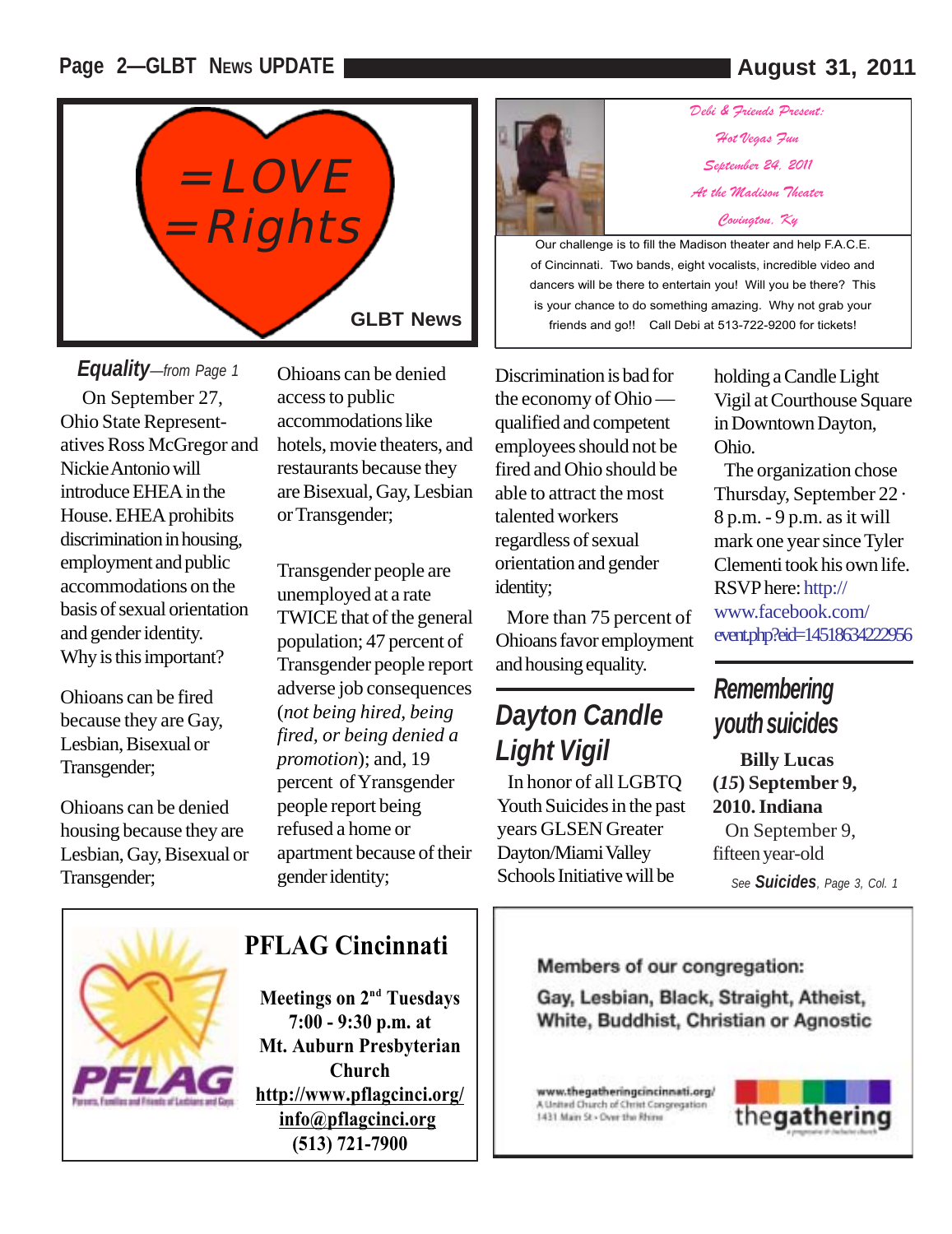=LOVE
=Rights

GLBT News

*Debi & Friends Present:*

*Hot Vegas Fun*

*September 24, 2011*

*At the Madison Theater*

*Covington, Ky*

Our challenge is to fill the Madison theater and help F.A.C.E. of Cincinnati. Two bands, eight vocalists, incredible video and dancers will be there to entertain you! Will you be there? This is your chance to do something amazing. Why not grab your friends and go!! Call Debi at 513-722-9200 for tickets!

***Equality****—from Page 1*

On September 27, Ohio State Representatives Ross McGregor and Nickie Antonio will introduce EHEA in the House. EHEA prohibits discrimination in housing, employment and public accommodations on the basis of sexual orientation and gender identity. Why is this important?

Ohioans can be fired because they are Gay, Lesbian, Bisexual or Transgender;

Ohioans can be denied housing because they are Lesbian, Gay, Bisexual or Transgender;

Ohioans can be denied access to public accommodations like hotels, movie theaters, and restaurants because they are Bisexual, Gay, Lesbian or Transgender;

Transgender people are unemployed at a rate TWICE that of the general population; 47 percent of Transgender people report adverse job consequences (*not being hired, being fired, or being denied a promotion*); and, 19 percent of Yransgender people report being refused a home or apartment because of their gender identity;

Discrimination is bad for the economy of Ohio — qualified and competent employees should not be fired and Ohio should be able to attract the most talented workers regardless of sexual orientation and gender identity;

More than 75 percent of Ohioans favor employment and housing equality.

## Dayton Candle Light Vigil

In honor of all LGBTQ Youth Suicides in the past years GLSEN Greater Dayton/Miami Valley Schools Initiative will be holding a Candle Light Vigil at Courthouse Square in Downtown Dayton, Ohio.

The organization chose Thursday, September 22 · 8 p.m. - 9 p.m. as it will mark one year since Tyler Clementi took his own life. RSVP here: http://www.facebook.com/event.php?eid=145186342229 56

## Remembering youth suicides

**Billy Lucas (*15*) September 9, 2010. Indiana**

On September 9, fifteen year-old

*See* ***Suicides****, Page 3, Col. 1*

## PFLAG Cincinnati

**Meetings on 2nd Tuesdays**
**7:00 - 9:30 p.m. at**
**Mt. Auburn Presbyterian Church**
**http://www.pflagcinci.org/**
**info@pflagcinci.org**
**(513) 721-7900**

PFLAG — Parents, Families and Friends of Lesbians and Gays

**Members of our congregation:**

**Gay, Lesbian, Black, Straight, Atheist, White, Buddhist, Christian or Agnostic**

www.thegatheringcincinnati.org/
A United Church of Christ Congregation
1431 Main St • Over the Rhine

thegathering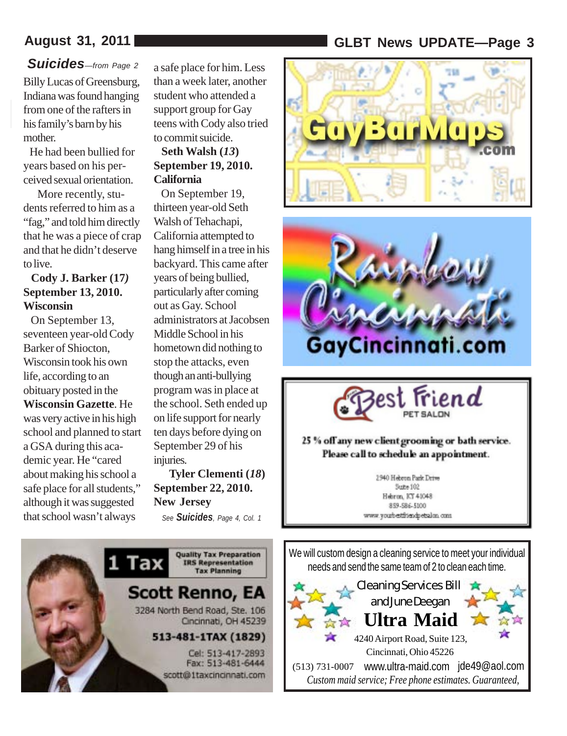## *Suicides*—*from Page 2*

Billy Lucas of Greensburg, Indiana was found hanging from one of the rafters in his family's barn by his mother.

He had been bullied for years based on his perceived sexual orientation.

More recently, students referred to him as a "fag," and told him directly that he was a piece of crap and that he didn't deserve to live.

**Cody J. Barker (17) September 13, 2010. Wisconsin**

On September 13, seventeen year-old Cody Barker of Shiocton, Wisconsin took his own life, according to an obituary posted in the **Wisconsin Gazette**. He was very active in his high school and planned to start a GSA during this academic year. He "cared about making his school a safe place for all students," although it was suggested that school wasn't always a safe place for him. Less than a week later, another student who attended a support group for Gay teens with Cody also tried to commit suicide.

**Seth Walsh (*13*) September 19, 2010. California**

On September 19, thirteen year-old Seth Walsh of Tehachapi, California attempted to hang himself in a tree in his backyard. This came after years of being bullied, particularly after coming out as Gay. School administrators at Jacobsen Middle School in his hometown did nothing to stop the attacks, even though an anti-bullying program was in place at the school. Seth ended up on life support for nearly ten days before dying on September 29 of his injuries.

**Tyler Clementi (*18*) September 22, 2010. New Jersey**

*See **Suicides**, Page 4, Col. 1*

GayBarMaps.com

Rainbow Cincinnati
GayCincinnati.com

Best Friend
PET SALON

25 % off any new client grooming or bath service.
Please call to schedule an appointment.

2940 Hebron Park Drive
Suite 102
Hebron, KY 41048
859-586-5100
www.yourbestfriendpetsalon.com

1 Tax
Quality Tax Preparation
IRS Representation
Tax Planning

Scott Renno, EA
3284 North Bend Road, Ste. 106
Cincinnati, OH 45239
513-481-1TAX (1829)
Cel: 513-417-2893
Fax: 513-481-6444
scott@1taxcincinnati.com

We will custom design a cleaning service to meet your individual needs and send the same team of 2 to clean each time.

Cleaning Services Bill and June Deegan

**Ultra Maid**

4240 Airport Road, Suite 123,
Cincinnati, Ohio 45226
(513) 731-0007 www.ultra-maid.com jde49@aol.com
*Custom maid service; Free phone estimates. Guaranteed,*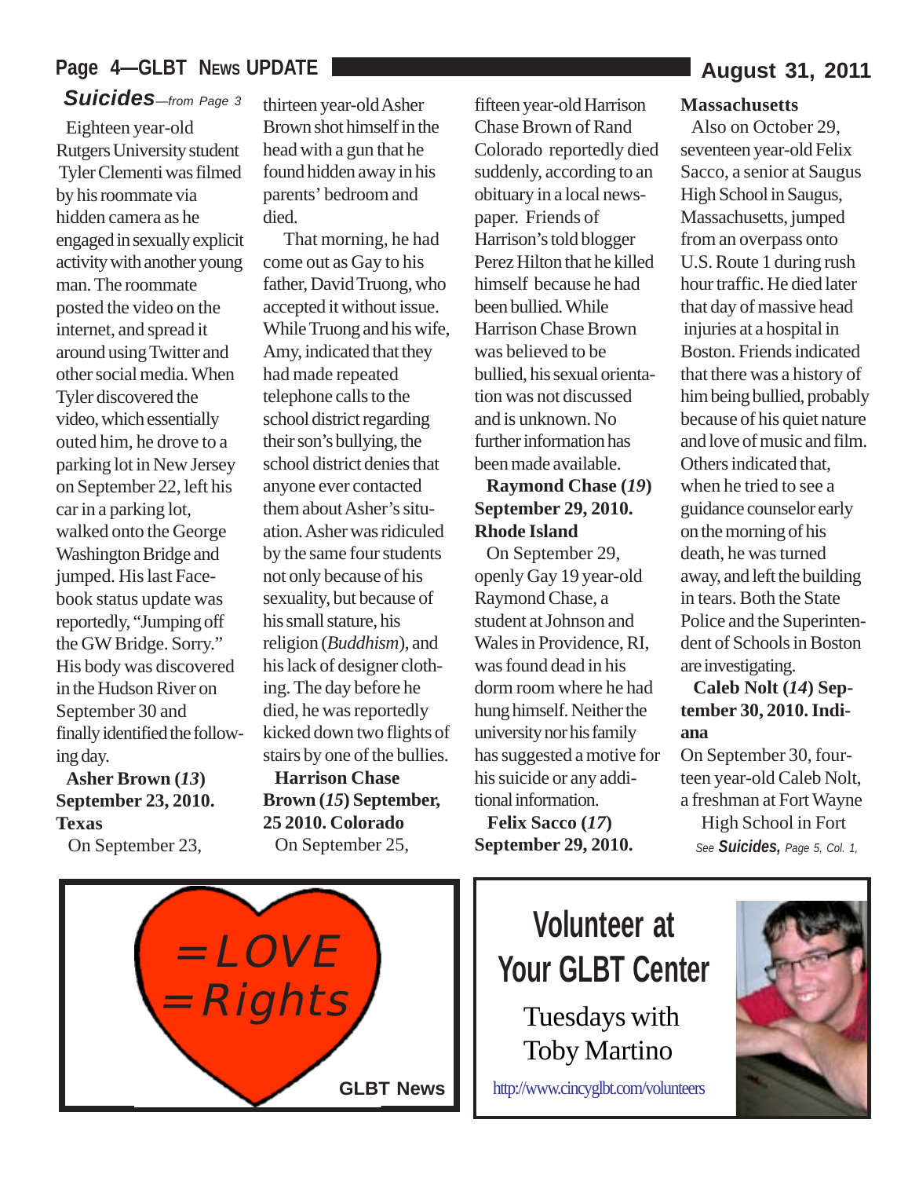## *Suicides*—*from Page 3*

Eighteen year-old Rutgers University student Tyler Clementi was filmed by his roommate via hidden camera as he engaged in sexually explicit activity with another young man. The roommate posted the video on the internet, and spread it around using Twitter and other social media. When Tyler discovered the video, which essentially outed him, he drove to a parking lot in New Jersey on September 22, left his car in a parking lot, walked onto the George Washington Bridge and jumped. His last Facebook status update was reportedly, "Jumping off the GW Bridge. Sorry." His body was discovered in the Hudson River on September 30 and finally identified the following day.

**Asher Brown (*13*) September 23, 2010. Texas**

On September 23, thirteen year-old Asher Brown shot himself in the head with a gun that he found hidden away in his parents' bedroom and died.

That morning, he had come out as Gay to his father, David Truong, who accepted it without issue. While Truong and his wife, Amy, indicated that they had made repeated telephone calls to the school district regarding their son's bullying, the school district denies that anyone ever contacted them about Asher's situation. Asher was ridiculed by the same four students not only because of his sexuality, but because of his small stature, his religion (*Buddhism*), and his lack of designer clothing. The day before he died, he was reportedly kicked down two flights of stairs by one of the bullies.

**Harrison Chase Brown (*15*) September, 25 2010. Colorado**

On September 25, fifteen year-old Harrison Chase Brown of Rand Colorado reportedly died suddenly, according to an obituary in a local newspaper. Friends of Harrison's told blogger Perez Hilton that he killed himself because he had been bullied. While Harrison Chase Brown was believed to be bullied, his sexual orientation was not discussed and is unknown. No further information has been made available.

**Raymond Chase (*19*) September 29, 2010. Rhode Island**

On September 29, openly Gay 19 year-old Raymond Chase, a student at Johnson and Wales in Providence, RI, was found dead in his dorm room where he had hung himself. Neither the university nor his family has suggested a motive for his suicide or any additional information.

**Felix Sacco (*17*) September 29, 2010. Massachusetts**

Also on October 29, seventeen year-old Felix Sacco, a senior at Saugus High School in Saugus, Massachusetts, jumped from an overpass onto U.S. Route 1 during rush hour traffic. He died later that day of massive head injuries at a hospital in Boston. Friends indicated that there was a history of him being bullied, probably because of his quiet nature and love of music and film. Others indicated that, when he tried to see a guidance counselor early on the morning of his death, he was turned away, and left the building in tears. Both the State Police and the Superintendent of Schools in Boston are investigating.

**Caleb Nolt (*14*) September 30, 2010. Indiana**

On September 30, fourteen year-old Caleb Nolt, a freshman at Fort Wayne High School in Fort

*See **Suicides,** Page 5, Col. 1,*

=LOVE
=Rights

GLBT News

**Volunteer at Your GLBT Center**

Tuesdays with Toby Martino

http://www.cincyglbt.com/volunteers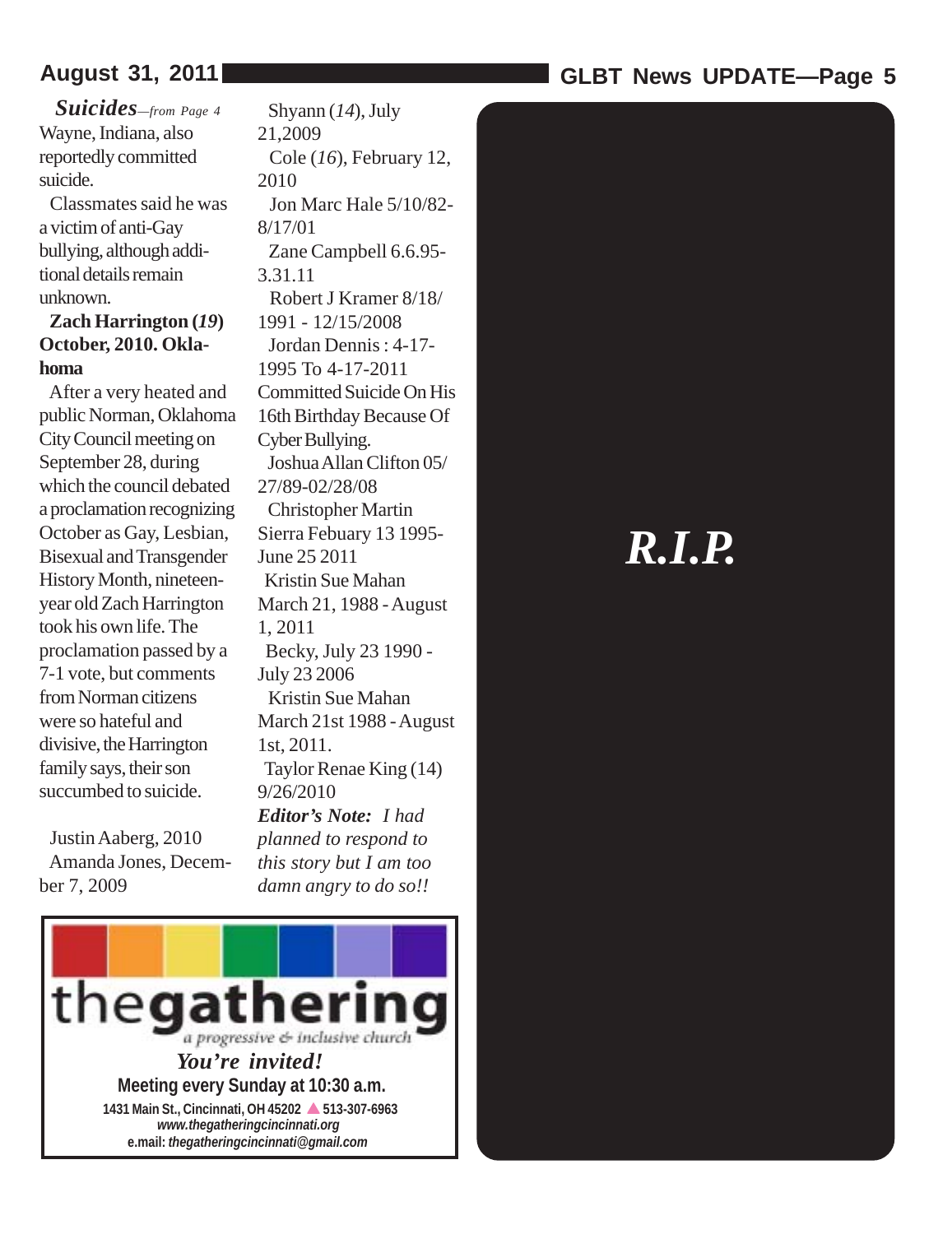*Suicides—from Page 4*

Wayne, Indiana, also reportedly committed suicide.

Classmates said he was a victim of anti-Gay bullying, although additional details remain unknown.

**Zach Harrington (*19*) October, 2010. Oklahoma**

After a very heated and public Norman, Oklahoma City Council meeting on September 28, during which the council debated a proclamation recognizing October as Gay, Lesbian, Bisexual and Transgender History Month, nineteen-year old Zach Harrington took his own life. The proclamation passed by a 7-1 vote, but comments from Norman citizens were so hateful and divisive, the Harrington family says, their son succumbed to suicide.

Justin Aaberg, 2010

Amanda Jones, December 7, 2009

Shyann (*14*), July 21,2009

Cole (*16*), February 12, 2010

Jon Marc Hale 5/10/82-8/17/01

Zane Campbell 6.6.95-3.31.11

Robert J Kramer 8/18/1991 - 12/15/2008

Jordan Dennis : 4-17-1995 To 4-17-2011 Committed Suicide On His 16th Birthday Because Of Cyber Bullying.

Joshua Allan Clifton 05/27/89-02/28/08

Christopher Martin Sierra Febuary 13 1995-June 25 2011

Kristin Sue Mahan March 21, 1988 - August 1, 2011

Becky, July 23 1990 - July 23 2006

Kristin Sue Mahan March 21st 1988 - August 1st, 2011.

Taylor Renae King (14) 9/26/2010

***Editor's Note:** I had planned to respond to this story but I am too damn angry to do so!!*

thegathering

*a progressive & inclusive church*

*You're invited!*

**Meeting every Sunday at 10:30 a.m.**

**1431 Main St., Cincinnati, OH 45202 ▲ 513-307-6963**

***www.thegatheringcincinnati.org***

**e.mail: *thegatheringcincinnati@gmail.com***

***R.I.P.***